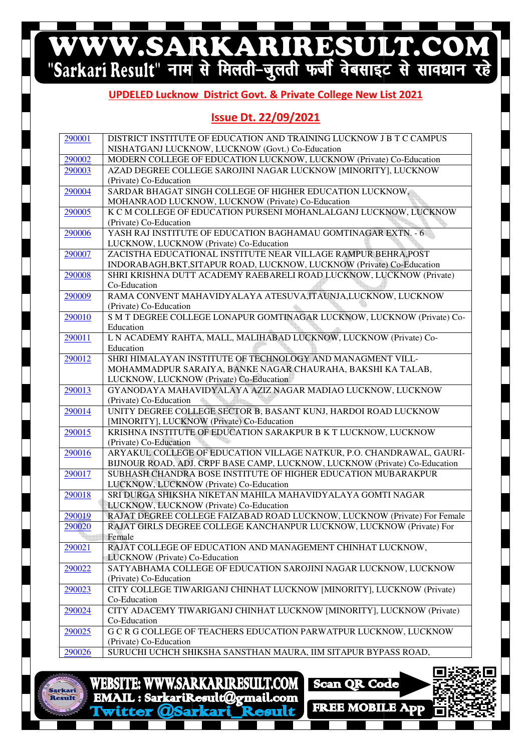## UPDELED Lucknow District Govt. & Private College New List 2021

## Issue Dt. 22/09/2021

| | |
|---|---|
| 290001 | DISTRICT INSTITUTE OF EDUCATION AND TRAINING LUCKNOW J B T C CAMPUS NISHATGANJ LUCKNOW, LUCKNOW (Govt.) Co-Education |
| 290002 | MODERN COLLEGE OF EDUCATION LUCKNOW, LUCKNOW (Private) Co-Education |
| 290003 | AZAD DEGREE COLLEGE SAROJINI NAGAR LUCKNOW [MINORITY], LUCKNOW (Private) Co-Education |
| 290004 | SARDAR BHAGAT SINGH COLLEGE OF HIGHER EDUCATION LUCKNOW, MOHANRAOD LUCKNOW, LUCKNOW (Private) Co-Education |
| 290005 | K C M COLLEGE OF EDUCATION PURSENI MOHANLALGANJ LUCKNOW, LUCKNOW (Private) Co-Education |
| 290006 | YASH RAJ INSTITUTE OF EDUCATION BAGHAMAU GOMTINAGAR EXTN. - 6 LUCKNOW, LUCKNOW (Private) Co-Education |
| 290007 | ZACISTHA EDUCATIONAL INSTITUTE NEAR VILLAGE RAMPUR BEHRA,POST INDORABAGH,BKT,SITAPUR ROAD, LUCKNOW, LUCKNOW (Private) Co-Education |
| 290008 | SHRI KRISHNA DUTT ACADEMY RAEBARELI ROAD LUCKNOW, LUCKNOW (Private) Co-Education |
| 290009 | RAMA CONVENT MAHAVIDYALAYA ATESUVA,ITAUNJA,LUCKNOW, LUCKNOW (Private) Co-Education |
| 290010 | S M T DEGREE COLLEGE LONAPUR GOMTINAGAR LUCKNOW, LUCKNOW (Private) Co-Education |
| 290011 | L N ACADEMY RAHTA, MALL, MALIHABAD LUCKNOW, LUCKNOW (Private) Co-Education |
| 290012 | SHRI HIMALAYAN INSTITUTE OF TECHNOLOGY AND MANAGMENT VILL-MOHAMMADPUR SARAIYA, BANKE NAGAR CHAURAHA, BAKSHI KA TALAB, LUCKNOW, LUCKNOW (Private) Co-Education |
| 290013 | GYANODAYA MAHAVIDYALAYA AZIZ NAGAR MADIAO LUCKNOW, LUCKNOW (Private) Co-Education |
| 290014 | UNITY DEGREE COLLEGE SECTOR B, BASANT KUNJ, HARDOI ROAD LUCKNOW [MINORITY], LUCKNOW (Private) Co-Education |
| 290015 | KRISHNA INSTITUTE OF EDUCATION SARAKPUR B K T LUCKNOW, LUCKNOW (Private) Co-Education |
| 290016 | ARYAKUL COLLEGE OF EDUCATION VILLAGE NATKUR, P.O. CHANDRAWAL, GAURI-BIJNOUR ROAD, ADJ. CRPF BASE CAMP, LUCKNOW, LUCKNOW (Private) Co-Education |
| 290017 | SUBHASH CHANDRA BOSE INSTITUTE OF HIGHER EDUCATION MUBARAKPUR LUCKNOW, LUCKNOW (Private) Co-Education |
| 290018 | SRI DURGA SHIKSHA NIKETAN MAHILA MAHAVIDYALAYA GOMTI NAGAR LUCKNOW, LUCKNOW (Private) Co-Education |
| 290019 | RAJAT DEGREE COLLEGE FAIZABAD ROAD LUCKNOW, LUCKNOW (Private) For Female |
| 290020 | RAJAT GIRLS DEGREE COLLEGE KANCHANPUR LUCKNOW, LUCKNOW (Private) For Female |
| 290021 | RAJAT COLLEGE OF EDUCATION AND MANAGEMENT CHINHAT LUCKNOW, LUCKNOW (Private) Co-Education |
| 290022 | SATYABHAMA COLLEGE OF EDUCATION SAROJINI NAGAR LUCKNOW, LUCKNOW (Private) Co-Education |
| 290023 | CITY COLLEGE TIWARIGANJ CHINHAT LUCKNOW [MINORITY], LUCKNOW (Private) Co-Education |
| 290024 | CITY ADACEMY TIWARIGANJ CHINHAT LUCKNOW [MINORITY], LUCKNOW (Private) Co-Education |
| 290025 | G C R G COLLEGE OF TEACHERS EDUCATION PARWATPUR LUCKNOW, LUCKNOW (Private) Co-Education |
| 290026 | SURUCHI UCHCH SHIKSHA SANSTHAN MAURA, IIM SITAPUR BYPASS ROAD, |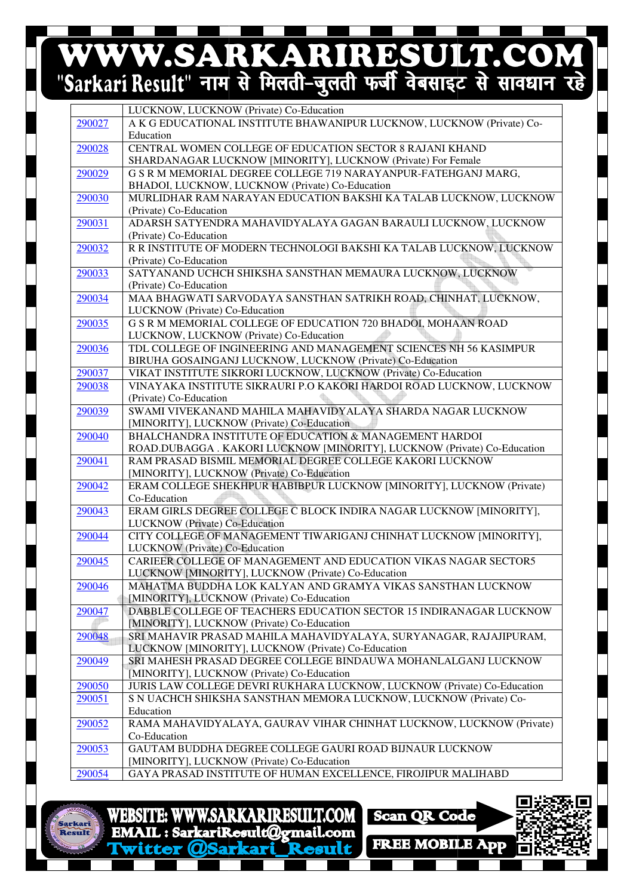| | |
|---|---|
| | LUCKNOW, LUCKNOW (Private) Co-Education |
| 290027 | A K G EDUCATIONAL INSTITUTE BHAWANIPUR LUCKNOW, LUCKNOW (Private) Co-Education |
| 290028 | CENTRAL WOMEN COLLEGE OF EDUCATION SECTOR 8 RAJANI KHAND SHARDANAGAR LUCKNOW [MINORITY], LUCKNOW (Private) For Female |
| 290029 | G S R M MEMORIAL DEGREE COLLEGE 719 NARAYANPUR-FATEHGANJ MARG, BHADOI, LUCKNOW, LUCKNOW (Private) Co-Education |
| 290030 | MURLIDHAR RAM NARAYAN EDUCATION BAKSHI KA TALAB LUCKNOW, LUCKNOW (Private) Co-Education |
| 290031 | ADARSH SATYENDRA MAHAVIDYALAYA GAGAN BARAULI LUCKNOW, LUCKNOW (Private) Co-Education |
| 290032 | R R INSTITUTE OF MODERN TECHNOLOGI BAKSHI KA TALAB LUCKNOW, LUCKNOW (Private) Co-Education |
| 290033 | SATYANAND UCHCH SHIKSHA SANSTHAN MEMAURA LUCKNOW, LUCKNOW (Private) Co-Education |
| 290034 | MAA BHAGWATI SARVODAYA SANSTHAN SATRIKH ROAD, CHINHAT, LUCKNOW, LUCKNOW (Private) Co-Education |
| 290035 | G S R M MEMORIAL COLLEGE OF EDUCATION 720 BHADOI, MOHAAN ROAD LUCKNOW, LUCKNOW (Private) Co-Education |
| 290036 | TDL COLLEGE OF INGINEERING AND MANAGEMENT SCIENCES NH 56 KASIMPUR BIRUHA GOSAINGANJ LUCKNOW, LUCKNOW (Private) Co-Education |
| 290037 | VIKAT INSTITUTE SIKRORI LUCKNOW, LUCKNOW (Private) Co-Education |
| 290038 | VINAYAKA INSTITUTE SIKRAURI P.O KAKORI HARDOI ROAD LUCKNOW, LUCKNOW (Private) Co-Education |
| 290039 | SWAMI VIVEKANAND MAHILA MAHAVIDYALAYA SHARDA NAGAR LUCKNOW [MINORITY], LUCKNOW (Private) Co-Education |
| 290040 | BHALCHANDRA INSTITUTE OF EDUCATION & MANAGEMENT HARDOI ROAD.DUBAGGA . KAKORI LUCKNOW [MINORITY], LUCKNOW (Private) Co-Education |
| 290041 | RAM PRASAD BISMIL MEMORIAL DEGREE COLLEGE KAKORI LUCKNOW [MINORITY], LUCKNOW (Private) Co-Education |
| 290042 | ERAM COLLEGE SHEKHPUR HABIBPUR LUCKNOW [MINORITY], LUCKNOW (Private) Co-Education |
| 290043 | ERAM GIRLS DEGREE COLLEGE C BLOCK INDIRA NAGAR LUCKNOW [MINORITY], LUCKNOW (Private) Co-Education |
| 290044 | CITY COLLEGE OF MANAGEMENT TIWARIGANJ CHINHAT LUCKNOW [MINORITY], LUCKNOW (Private) Co-Education |
| 290045 | CARIEER COLLEGE OF MANAGEMENT AND EDUCATION VIKAS NAGAR SECTOR5 LUCKNOW [MINORITY], LUCKNOW (Private) Co-Education |
| 290046 | MAHATMA BUDDHA LOK KALYAN AND GRAMYA VIKAS SANSTHAN LUCKNOW [MINORITY], LUCKNOW (Private) Co-Education |
| 290047 | DABBLE COLLEGE OF TEACHERS EDUCATION SECTOR 15 INDIRANAGAR LUCKNOW [MINORITY], LUCKNOW (Private) Co-Education |
| 290048 | SRI MAHAVIR PRASAD MAHILA MAHAVIDYALAYA, SURYANAGAR, RAJAJIPURAM, LUCKNOW [MINORITY], LUCKNOW (Private) Co-Education |
| 290049 | SRI MAHESH PRASAD DEGREE COLLEGE BINDAUWA MOHANLALGANJ LUCKNOW [MINORITY], LUCKNOW (Private) Co-Education |
| 290050 | JURIS LAW COLLEGE DEVRI RUKHARA LUCKNOW, LUCKNOW (Private) Co-Education |
| 290051 | S N UACHCH SHIKSHA SANSTHAN MEMORA LUCKNOW, LUCKNOW (Private) Co-Education |
| 290052 | RAMA MAHAVIDYALAYA, GAURAV VIHAR CHINHAT LUCKNOW, LUCKNOW (Private) Co-Education |
| 290053 | GAUTAM BUDDHA DEGREE COLLEGE GAURI ROAD BIJNAUR LUCKNOW [MINORITY], LUCKNOW (Private) Co-Education |
| 290054 | GAYA PRASAD INSTITUTE OF HUMAN EXCELLENCE, FIROJIPUR MALIHABD |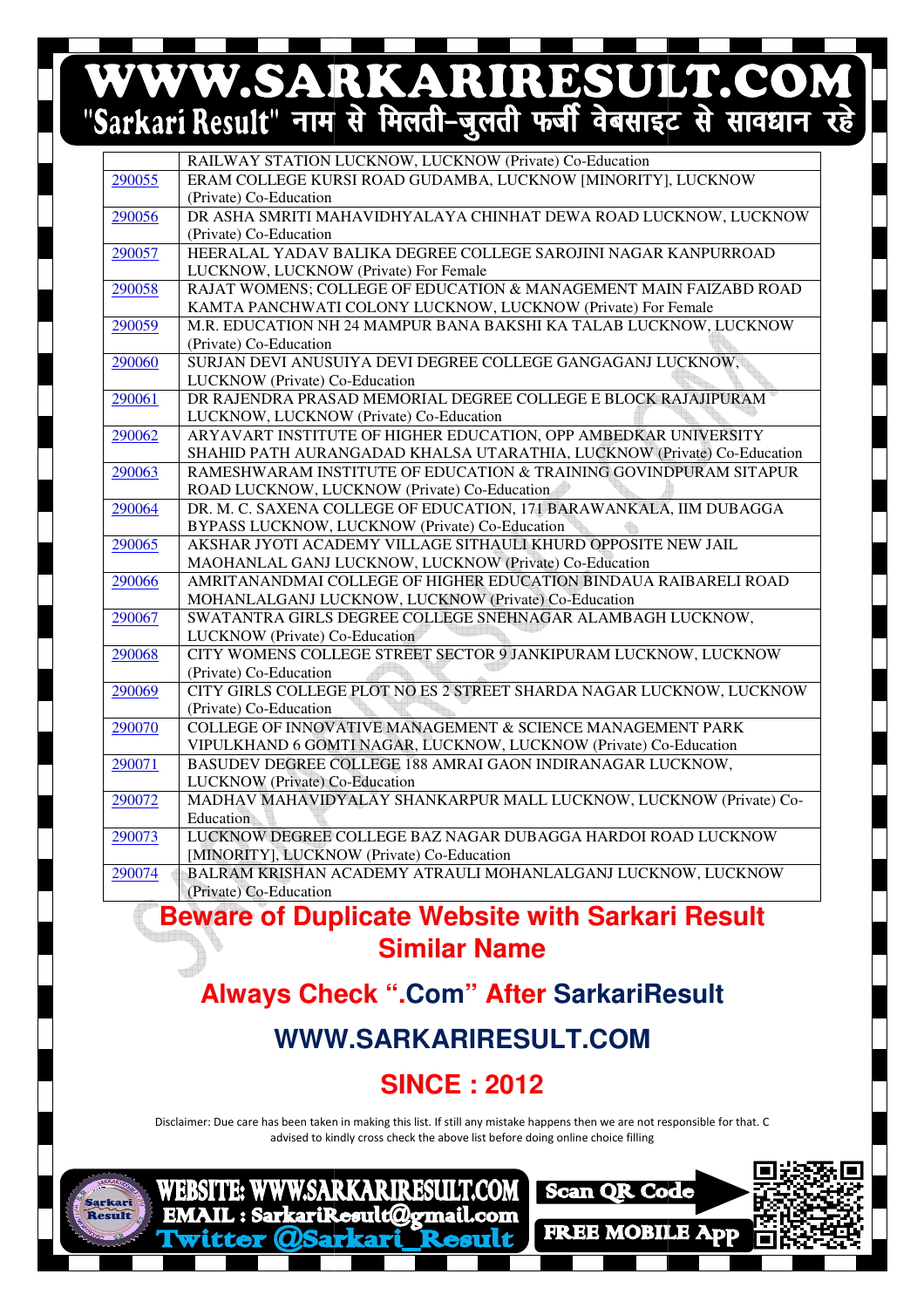| | |
|---|---|
| | RAILWAY STATION LUCKNOW, LUCKNOW (Private) Co-Education |
| 290055 | ERAM COLLEGE KURSI ROAD GUDAMBA, LUCKNOW [MINORITY], LUCKNOW (Private) Co-Education |
| 290056 | DR ASHA SMRITI MAHAVIDHYALAYA CHINHAT DEWA ROAD LUCKNOW, LUCKNOW (Private) Co-Education |
| 290057 | HEERALAL YADAV BALIKA DEGREE COLLEGE SAROJINI NAGAR KANPURROAD LUCKNOW, LUCKNOW (Private) For Female |
| 290058 | RAJAT WOMENS; COLLEGE OF EDUCATION & MANAGEMENT MAIN FAIZABD ROAD KAMTA PANCHWATI COLONY LUCKNOW, LUCKNOW (Private) For Female |
| 290059 | M.R. EDUCATION NH 24 MAMPUR BANA BAKSHI KA TALAB LUCKNOW, LUCKNOW (Private) Co-Education |
| 290060 | SURJAN DEVI ANUSUIYA DEVI DEGREE COLLEGE GANGAGANJ LUCKNOW, LUCKNOW (Private) Co-Education |
| 290061 | DR RAJENDRA PRASAD MEMORIAL DEGREE COLLEGE E BLOCK RAJAJIPURAM LUCKNOW, LUCKNOW (Private) Co-Education |
| 290062 | ARYAVART INSTITUTE OF HIGHER EDUCATION, OPP AMBEDKAR UNIVERSITY SHAHID PATH AURANGADAD KHALSA UTARATHIA, LUCKNOW (Private) Co-Education |
| 290063 | RAMESHWARAM INSTITUTE OF EDUCATION & TRAINING GOVINDPURAM SITAPUR ROAD LUCKNOW, LUCKNOW (Private) Co-Education |
| 290064 | DR. M. C. SAXENA COLLEGE OF EDUCATION, 171 BARAWANKALA, IIM DUBAGGA BYPASS LUCKNOW, LUCKNOW (Private) Co-Education |
| 290065 | AKSHAR JYOTI ACADEMY VILLAGE SITHAULI KHURD OPPOSITE NEW JAIL MAOHANLAL GANJ LUCKNOW, LUCKNOW (Private) Co-Education |
| 290066 | AMRITANANDMAI COLLEGE OF HIGHER EDUCATION BINDAUA RAIBARELI ROAD MOHANLALGANJ LUCKNOW, LUCKNOW (Private) Co-Education |
| 290067 | SWATANTRA GIRLS DEGREE COLLEGE SNEHNAGAR ALAMBAGH LUCKNOW, LUCKNOW (Private) Co-Education |
| 290068 | CITY WOMENS COLLEGE STREET SECTOR 9 JANKIPURAM LUCKNOW, LUCKNOW (Private) Co-Education |
| 290069 | CITY GIRLS COLLEGE PLOT NO ES 2 STREET SHARDA NAGAR LUCKNOW, LUCKNOW (Private) Co-Education |
| 290070 | COLLEGE OF INNOVATIVE MANAGEMENT & SCIENCE MANAGEMENT PARK VIPULKHAND 6 GOMTI NAGAR, LUCKNOW, LUCKNOW (Private) Co-Education |
| 290071 | BASUDEV DEGREE COLLEGE 188 AMRAI GAON INDIRANAGAR LUCKNOW, LUCKNOW (Private) Co-Education |
| 290072 | MADHAV MAHAVIDYALAY SHANKARPUR MALL LUCKNOW, LUCKNOW (Private) Co-Education |
| 290073 | LUCKNOW DEGREE COLLEGE BAZ NAGAR DUBAGGA HARDOI ROAD LUCKNOW [MINORITY], LUCKNOW (Private) Co-Education |
| 290074 | BALRAM KRISHAN ACADEMY ATRAULI MOHANLALGANJ LUCKNOW, LUCKNOW (Private) Co-Education |

**Beware of Duplicate Website with Sarkari Result Similar Name**

**Always Check ".Com" After SarkariResult**

**WWW.SARKARIRESULT.COM**

**SINCE : 2012**

Disclaimer: Due care has been taken in making this list. If still any mistake happens then we are not responsible for that. C advised to kindly cross check the above list before doing online choice filling